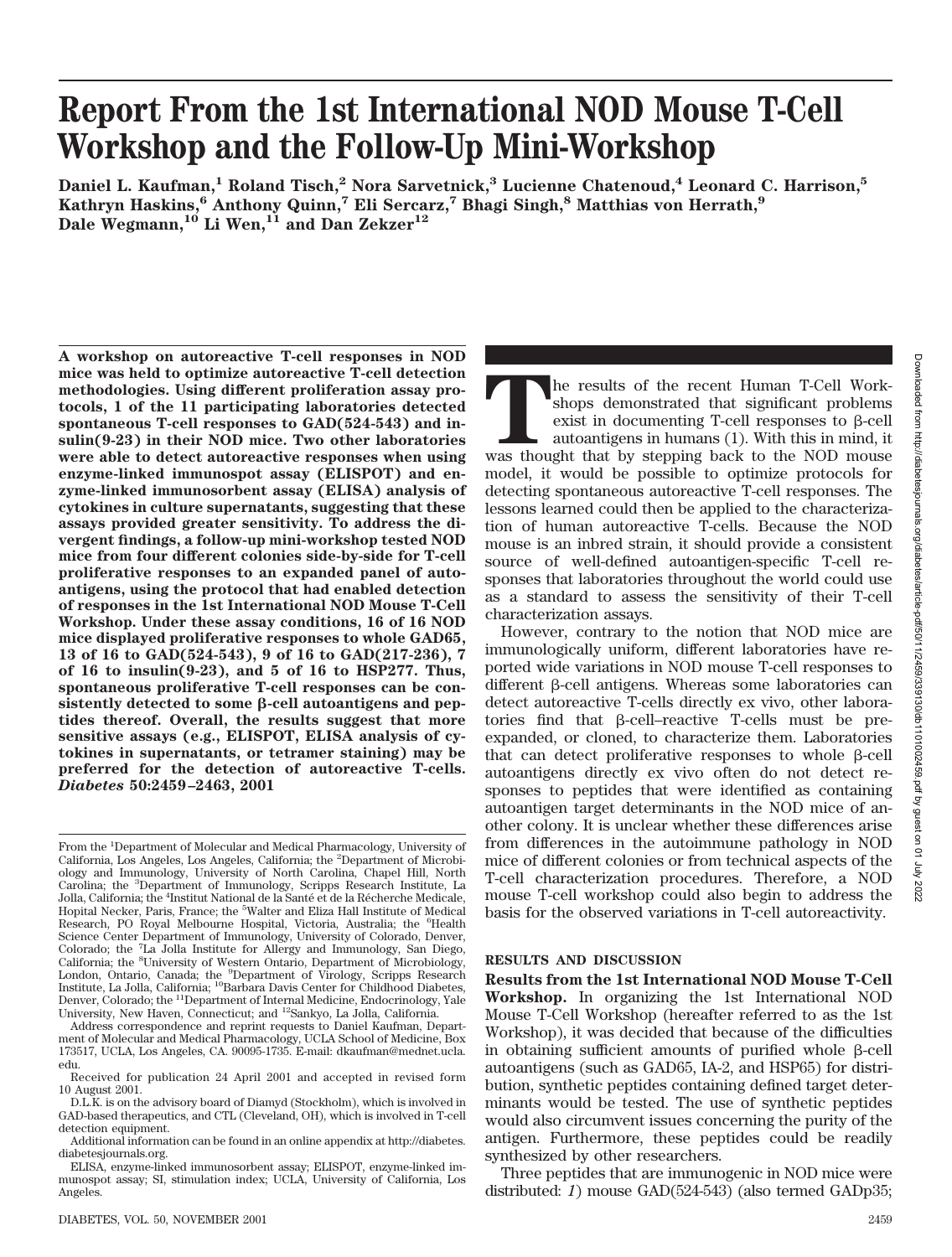# Report From the 1st International NOD Mouse T-Cell Workshop and the Follow-Up Mini-Workshop

**Daniel L. Kaufman,[1] Roland Tisch,[2] Nora Sarvetnick,[3] Lucienne Chatenoud,[4] Leonard C. Harrison,[5] Kathryn Haskins,[6] Anthony Quinn,[7] Eli Sercarz,[7] Bhagi Singh,[8] Matthias von Herrath,[9] Dale Wegmann,[10] Li Wen,[11] and Dan Zekzer[12]**

**A workshop on autoreactive T-cell responses in NOD mice was held to optimize autoreactive T-cell detection methodologies. Using different proliferation assay protocols, 1 of the 11 participating laboratories detected spontaneous T-cell responses to GAD(524-543) and insulin(9-23) in their NOD mice. Two other laboratories were able to detect autoreactive responses when using enzyme-linked immunospot assay (ELISPOT) and enzyme-linked immunosorbent assay (ELISA) analysis of cytokines in culture supernatants, suggesting that these assays provided greater sensitivity. To address the divergent findings, a follow-up mini-workshop tested NOD mice from four different colonies side-by-side for T-cell proliferative responses to an expanded panel of autoantigens, using the protocol that had enabled detection of responses in the 1st International NOD Mouse T-Cell Workshop. Under these assay conditions, 16 of 16 NOD mice displayed proliferative responses to whole GAD65, 13 of 16 to GAD(524-543), 9 of 16 to GAD(217-236), 7 of 16 to insulin(9-23), and 5 of 16 to HSP277. Thus, spontaneous proliferative T-cell responses can be consistently detected to some β-cell autoantigens and peptides thereof. Overall, the results suggest that more sensitive assays (e.g., ELISPOT, ELISA analysis of cytokines in supernatants, or tetramer staining) may be preferred for the detection of autoreactive T-cells.** ***Diabetes* 50:2459–2463, 2001**

From the [1]Department of Molecular and Medical Pharmacology, University of California, Los Angeles, Los Angeles, California; the [2]Department of Microbiology and Immunology, University of North Carolina, Chapel Hill, North Carolina; the [3]Department of Immunology, Scripps Research Institute, La Jolla, California; the [4]Institut National de la Santé et de la Récherche Medicale, Hopital Necker, Paris, France; the [5]Walter and Eliza Hall Institute of Medical Research, PO Royal Melbourne Hospital, Victoria, Australia; the [6]Health Science Center Department of Immunology, University of Colorado, Denver, Colorado; the [7]La Jolla Institute for Allergy and Immunology, San Diego, California; the [8]University of Western Ontario, Department of Microbiology, London, Ontario, Canada; the [9]Department of Virology, Scripps Research Institute, La Jolla, California; [10]Barbara Davis Center for Childhood Diabetes, Denver, Colorado; the [11]Department of Internal Medicine, Endocrinology, Yale University, New Haven, Connecticut; and [12]Sankyo, La Jolla, California.

Address correspondence and reprint requests to Daniel Kaufman, Department of Molecular and Medical Pharmacology, UCLA School of Medicine, Box 173517, UCLA, Los Angeles, CA. 90095-1735. E-mail: dkaufman@mednet.ucla.edu.

Received for publication 24 April 2001 and accepted in revised form 10 August 2001.

D.L.K. is on the advisory board of Diamyd (Stockholm), which is involved in GAD-based therapeutics, and CTL (Cleveland, OH), which is involved in T-cell detection equipment.

Additional information can be found in an online appendix at http://diabetes.diabetesjournals.org.

ELISA, enzyme-linked immunosorbent assay; ELISPOT, enzyme-linked immunospot assay; SI, stimulation index; UCLA, University of California, Los Angeles.

The results of the recent Human T-Cell Workshops demonstrated that significant problems exist in documenting T-cell responses to β-cell autoantigens in humans (1). With this in mind, it was thought that by stepping back to the NOD mouse model, it would be possible to optimize protocols for detecting spontaneous autoreactive T-cell responses. The lessons learned could then be applied to the characterization of human autoreactive T-cells. Because the NOD mouse is an inbred strain, it should provide a consistent source of well-defined autoantigen-specific T-cell responses that laboratories throughout the world could use as a standard to assess the sensitivity of their T-cell characterization assays.

However, contrary to the notion that NOD mice are immunologically uniform, different laboratories have reported wide variations in NOD mouse T-cell responses to different β-cell antigens. Whereas some laboratories can detect autoreactive T-cells directly ex vivo, other laboratories find that β-cell–reactive T-cells must be pre-expanded, or cloned, to characterize them. Laboratories that can detect proliferative responses to whole β-cell autoantigens directly ex vivo often do not detect responses to peptides that were identified as containing autoantigen target determinants in the NOD mice of another colony. It is unclear whether these differences arise from differences in the autoimmune pathology in NOD mice of different colonies or from technical aspects of the T-cell characterization procedures. Therefore, a NOD mouse T-cell workshop could also begin to address the basis for the observed variations in T-cell autoreactivity.

## RESULTS AND DISCUSSION

**Results from the 1st International NOD Mouse T-Cell Workshop.** In organizing the 1st International NOD Mouse T-Cell Workshop (hereafter referred to as the 1st Workshop), it was decided that because of the difficulties in obtaining sufficient amounts of purified whole β-cell autoantigens (such as GAD65, IA-2, and HSP65) for distribution, synthetic peptides containing defined target determinants would be tested. The use of synthetic peptides would also circumvent issues concerning the purity of the antigen. Furthermore, these peptides could be readily synthesized by other researchers.

Three peptides that are immunogenic in NOD mice were distributed: *1*) mouse GAD(524-543) (also termed GADp35;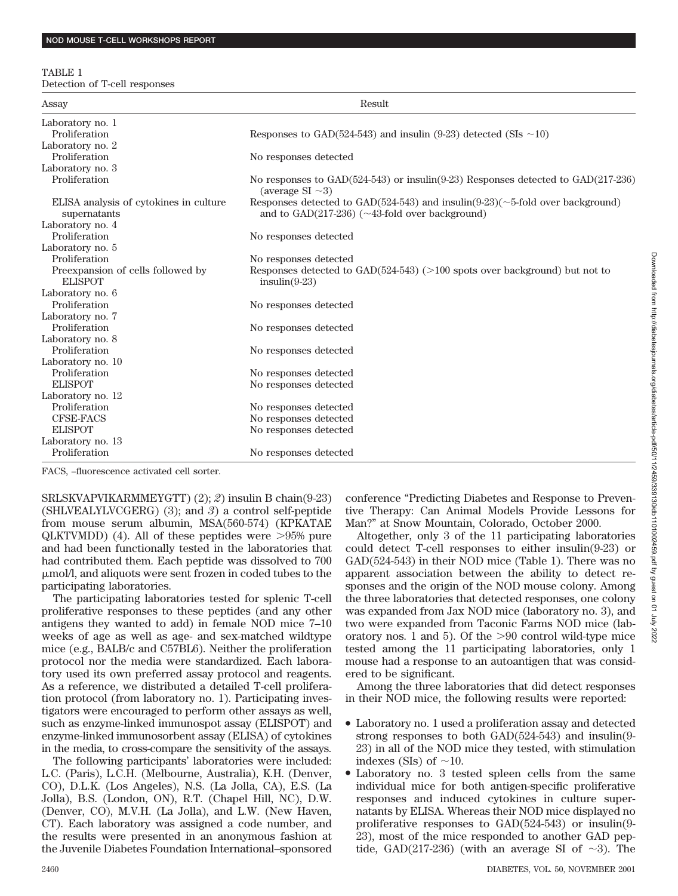TABLE 1
Detection of T-cell responses

| Assay | Result |
|---|---|
| Laboratory no. 1 | |
| Proliferation | Responses to GAD(524-543) and insulin (9-23) detected (SIs ~10) |
| Laboratory no. 2 | |
| Proliferation | No responses detected |
| Laboratory no. 3 | |
| Proliferation | No responses to GAD(524-543) or insulin(9-23) Responses detected to GAD(217-236) (average SI ~3) |
| ELISA analysis of cytokines in culture supernatants | Responses detected to GAD(524-543) and insulin(9-23)(~5-fold over background) and to GAD(217-236) (~43-fold over background) |
| Laboratory no. 4 | |
| Proliferation | No responses detected |
| Laboratory no. 5 | |
| Proliferation | No responses detected |
| Preexpansion of cells followed by ELISPOT | Responses detected to GAD(524-543) (>100 spots over background) but not to insulin(9-23) |
| Laboratory no. 6 | |
| Proliferation | No responses detected |
| Laboratory no. 7 | |
| Proliferation | No responses detected |
| Laboratory no. 8 | |
| Proliferation | No responses detected |
| Laboratory no. 10 | |
| Proliferation | No responses detected |
| ELISPOT | No responses detected |
| Laboratory no. 12 | |
| Proliferation | No responses detected |
| CFSE-FACS | No responses detected |
| ELISPOT | No responses detected |
| Laboratory no. 13 | |
| Proliferation | No responses detected |

FACS, –fluorescence activated cell sorter.

SRLSKVAPVIKARMMEYGTT) (2); *2*) insulin B chain(9-23) (SHLVEALYLVCGERG) (3); and *3*) a control self-peptide from mouse serum albumin, MSA(560-574) (KPKATAE QLKTVMDD) (4). All of these peptides were >95% pure and had been functionally tested in the laboratories that had contributed them. Each peptide was dissolved to 700 μmol/l, and aliquots were sent frozen in coded tubes to the participating laboratories.

The participating laboratories tested for splenic T-cell proliferative responses to these peptides (and any other antigens they wanted to add) in female NOD mice 7–10 weeks of age as well as age- and sex-matched wildtype mice (e.g., BALB/c and C57BL6). Neither the proliferation protocol nor the media were standardized. Each laboratory used its own preferred assay protocol and reagents. As a reference, we distributed a detailed T-cell proliferation protocol (from laboratory no. 1). Participating investigators were encouraged to perform other assays as well, such as enzyme-linked immunospot assay (ELISPOT) and enzyme-linked immunosorbent assay (ELISA) of cytokines in the media, to cross-compare the sensitivity of the assays.

The following participants' laboratories were included: L.C. (Paris), L.C.H. (Melbourne, Australia), K.H. (Denver, CO), D.L.K. (Los Angeles), N.S. (La Jolla, CA), E.S. (La Jolla), B.S. (London, ON), R.T. (Chapel Hill, NC), D.W. (Denver, CO), M.V.H. (La Jolla), and L.W. (New Haven, CT). Each laboratory was assigned a code number, and the results were presented in an anonymous fashion at the Juvenile Diabetes Foundation International–sponsored conference "Predicting Diabetes and Response to Preventive Therapy: Can Animal Models Provide Lessons for Man?" at Snow Mountain, Colorado, October 2000.

Altogether, only 3 of the 11 participating laboratories could detect T-cell responses to either insulin(9-23) or GAD(524-543) in their NOD mice (Table 1). There was no apparent association between the ability to detect responses and the origin of the NOD mouse colony. Among the three laboratories that detected responses, one colony was expanded from Jax NOD mice (laboratory no. 3), and two were expanded from Taconic Farms NOD mice (laboratory nos. 1 and 5). Of the >90 control wild-type mice tested among the 11 participating laboratories, only 1 mouse had a response to an autoantigen that was considered to be significant.

Among the three laboratories that did detect responses in their NOD mice, the following results were reported:

- Laboratory no. 1 used a proliferation assay and detected strong responses to both GAD(524-543) and insulin(9-23) in all of the NOD mice they tested, with stimulation indexes (SIs) of ~10.
- Laboratory no. 3 tested spleen cells from the same individual mice for both antigen-specific proliferative responses and induced cytokines in culture supernatants by ELISA. Whereas their NOD mice displayed no proliferative responses to GAD(524-543) or insulin(9-23), most of the mice responded to another GAD peptide, GAD(217-236) (with an average SI of ~3). The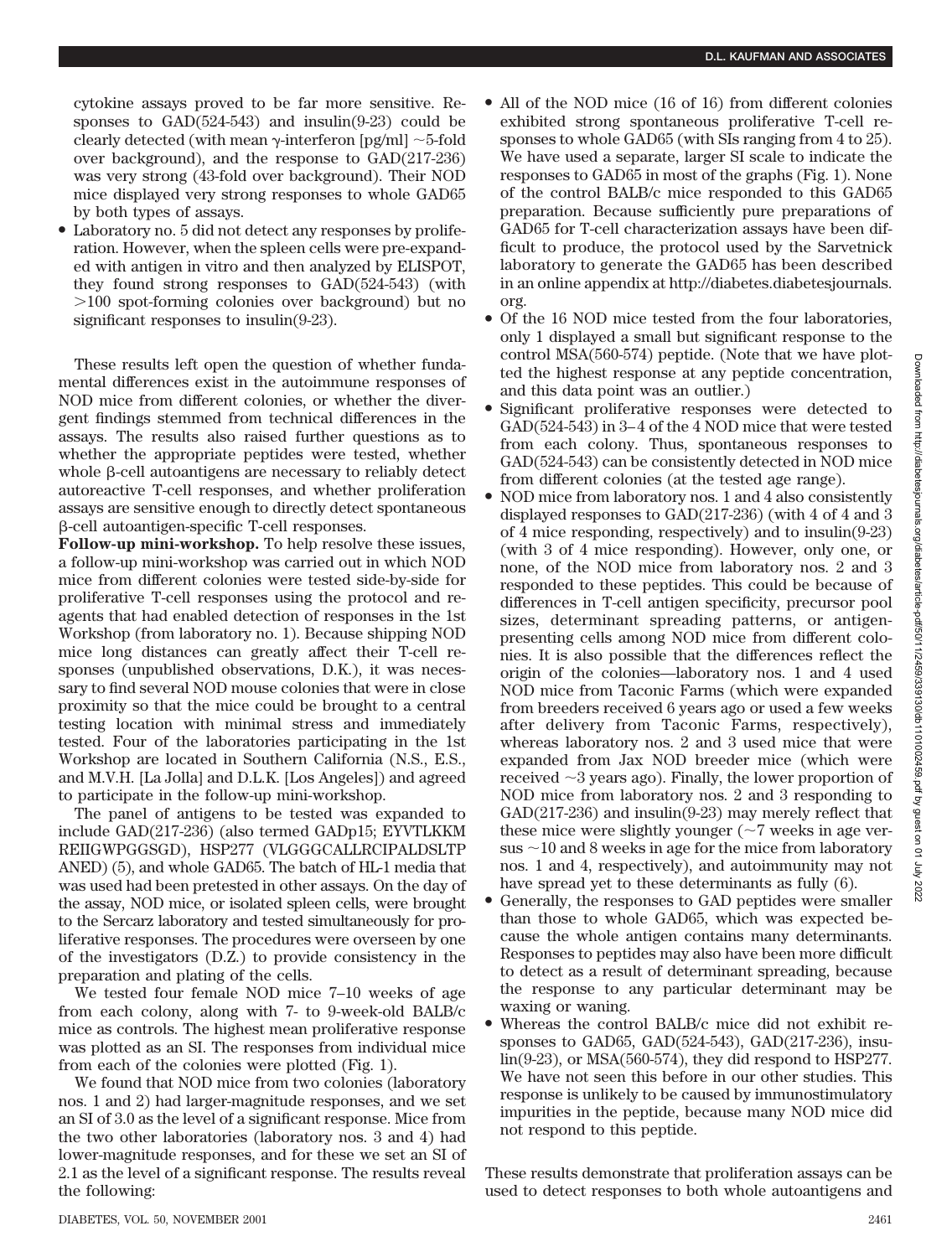cytokine assays proved to be far more sensitive. Responses to GAD(524-543) and insulin(9-23) could be clearly detected (with mean γ-interferon [pg/ml] ~5-fold over background), and the response to GAD(217-236) was very strong (43-fold over background). Their NOD mice displayed very strong responses to whole GAD65 by both types of assays.

- Laboratory no. 5 did not detect any responses by proliferation. However, when the spleen cells were pre-expanded with antigen in vitro and then analyzed by ELISPOT, they found strong responses to GAD(524-543) (with >100 spot-forming colonies over background) but no significant responses to insulin(9-23).

These results left open the question of whether fundamental differences exist in the autoimmune responses of NOD mice from different colonies, or whether the divergent findings stemmed from technical differences in the assays. The results also raised further questions as to whether the appropriate peptides were tested, whether whole β-cell autoantigens are necessary to reliably detect autoreactive T-cell responses, and whether proliferation assays are sensitive enough to directly detect spontaneous β-cell autoantigen-specific T-cell responses.

**Follow-up mini-workshop.** To help resolve these issues, a follow-up mini-workshop was carried out in which NOD mice from different colonies were tested side-by-side for proliferative T-cell responses using the protocol and reagents that had enabled detection of responses in the 1st Workshop (from laboratory no. 1). Because shipping NOD mice long distances can greatly affect their T-cell responses (unpublished observations, D.K.), it was necessary to find several NOD mouse colonies that were in close proximity so that the mice could be brought to a central testing location with minimal stress and immediately tested. Four of the laboratories participating in the 1st Workshop are located in Southern California (N.S., E.S., and M.V.H. [La Jolla] and D.L.K. [Los Angeles]) and agreed to participate in the follow-up mini-workshop.

The panel of antigens to be tested was expanded to include GAD(217-236) (also termed GADp15; EYVTLKKM REIIGWPGGSGD), HSP277 (VLGGGCALLRCIPALDSLTP ANED) (5), and whole GAD65. The batch of HL-1 media that was used had been pretested in other assays. On the day of the assay, NOD mice, or isolated spleen cells, were brought to the Sercarz laboratory and tested simultaneously for proliferative responses. The procedures were overseen by one of the investigators (D.Z.) to provide consistency in the preparation and plating of the cells.

We tested four female NOD mice 7–10 weeks of age from each colony, along with 7- to 9-week-old BALB/c mice as controls. The highest mean proliferative response was plotted as an SI. The responses from individual mice from each of the colonies were plotted (Fig. 1).

We found that NOD mice from two colonies (laboratory nos. 1 and 2) had larger-magnitude responses, and we set an SI of 3.0 as the level of a significant response. Mice from the two other laboratories (laboratory nos. 3 and 4) had lower-magnitude responses, and for these we set an SI of 2.1 as the level of a significant response. The results reveal the following:

- All of the NOD mice (16 of 16) from different colonies exhibited strong spontaneous proliferative T-cell responses to whole GAD65 (with SIs ranging from 4 to 25). We have used a separate, larger SI scale to indicate the responses to GAD65 in most of the graphs (Fig. 1). None of the control BALB/c mice responded to this GAD65 preparation. Because sufficiently pure preparations of GAD65 for T-cell characterization assays have been difficult to produce, the protocol used by the Sarvetnick laboratory to generate the GAD65 has been described in an online appendix at http://diabetes.diabetesjournals.org.
- Of the 16 NOD mice tested from the four laboratories, only 1 displayed a small but significant response to the control MSA(560-574) peptide. (Note that we have plotted the highest response at any peptide concentration, and this data point was an outlier.)
- Significant proliferative responses were detected to GAD(524-543) in 3–4 of the 4 NOD mice that were tested from each colony. Thus, spontaneous responses to GAD(524-543) can be consistently detected in NOD mice from different colonies (at the tested age range).
- NOD mice from laboratory nos. 1 and 4 also consistently displayed responses to GAD(217-236) (with 4 of 4 and 3 of 4 mice responding, respectively) and to insulin(9-23) (with 3 of 4 mice responding). However, only one, or none, of the NOD mice from laboratory nos. 2 and 3 responded to these peptides. This could be because of differences in T-cell antigen specificity, precursor pool sizes, determinant spreading patterns, or antigen-presenting cells among NOD mice from different colonies. It is also possible that the differences reflect the origin of the colonies—laboratory nos. 1 and 4 used NOD mice from Taconic Farms (which were expanded from breeders received 6 years ago or used a few weeks after delivery from Taconic Farms, respectively), whereas laboratory nos. 2 and 3 used mice that were expanded from Jax NOD breeder mice (which were received ~3 years ago). Finally, the lower proportion of NOD mice from laboratory nos. 2 and 3 responding to GAD(217-236) and insulin(9-23) may merely reflect that these mice were slightly younger (~7 weeks in age versus ~10 and 8 weeks in age for the mice from laboratory nos. 1 and 4, respectively), and autoimmunity may not have spread yet to these determinants as fully (6).
- Generally, the responses to GAD peptides were smaller than those to whole GAD65, which was expected because the whole antigen contains many determinants. Responses to peptides may also have been more difficult to detect as a result of determinant spreading, because the response to any particular determinant may be waxing or waning.
- Whereas the control BALB/c mice did not exhibit responses to GAD65, GAD(524-543), GAD(217-236), insulin(9-23), or MSA(560-574), they did respond to HSP277. We have not seen this before in our other studies. This response is unlikely to be caused by immunostimulatory impurities in the peptide, because many NOD mice did not respond to this peptide.

These results demonstrate that proliferation assays can be used to detect responses to both whole autoantigens and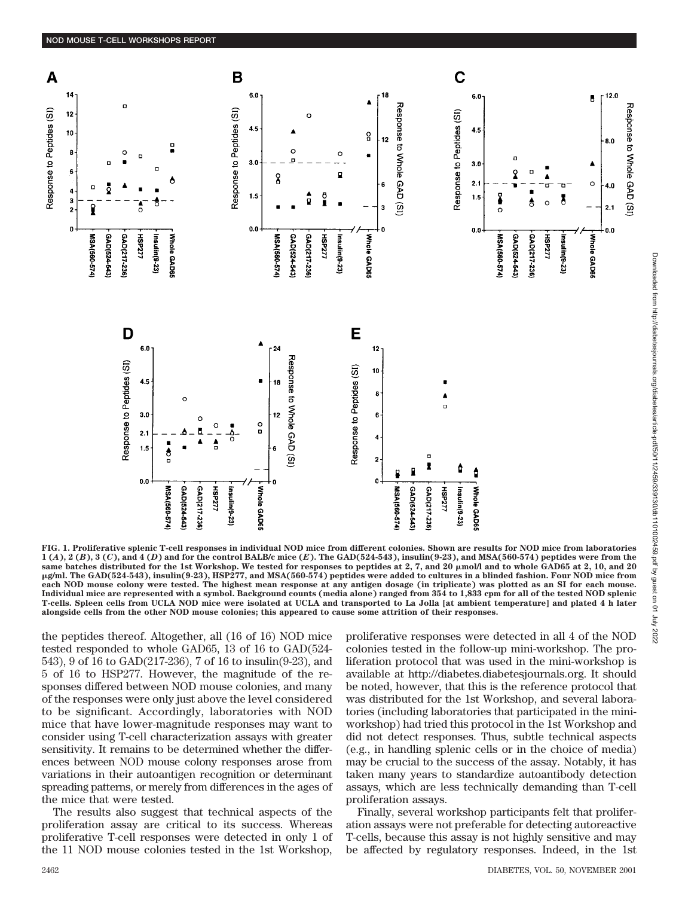**FIG. 1. Proliferative splenic T-cell responses in individual NOD mice from different colonies.** Shown are results for NOD mice from laboratories 1 (*A*), 2 (*B*), 3 (*C*), and 4 (*D*) and for the control BALB/c mice (*E*). The GAD(524-543), insulin(9-23), and MSA(560-574) peptides were from the same batches distributed for the 1st Workshop. We tested for responses to peptides at 2, 7, and 20 μmol/l and to whole GAD65 at 2, 10, and 20 μg/ml. The GAD(524-543), insulin(9-23), HSP277, and MSA(560-574) peptides were added to cultures in a blinded fashion. Four NOD mice from each NOD mouse colony were tested. The highest mean response at any antigen dosage (in triplicate) was plotted as an SI for each mouse. Individual mice are represented with a symbol. Background counts (media alone) ranged from 354 to 1,833 cpm for all of the tested NOD splenic T-cells. Spleen cells from UCLA NOD mice were isolated at UCLA and transported to La Jolla [at ambient temperature] and plated 4 h later alongside cells from the other NOD mouse colonies; this appeared to cause some attrition of their responses.

the peptides thereof. Altogether, all (16 of 16) NOD mice tested responded to whole GAD65, 13 of 16 to GAD(524-543), 9 of 16 to GAD(217-236), 7 of 16 to insulin(9-23), and 5 of 16 to HSP277. However, the magnitude of the responses differed between NOD mouse colonies, and many of the responses were only just above the level considered to be significant. Accordingly, laboratories with NOD mice that have lower-magnitude responses may want to consider using T-cell characterization assays with greater sensitivity. It remains to be determined whether the differences between NOD mouse colony responses arose from variations in their autoantigen recognition or determinant spreading patterns, or merely from differences in the ages of the mice that were tested.

The results also suggest that technical aspects of the proliferation assay are critical to its success. Whereas proliferative T-cell responses were detected in only 1 of the 11 NOD mouse colonies tested in the 1st Workshop, proliferative responses were detected in all 4 of the NOD colonies tested in the follow-up mini-workshop. The proliferation protocol that was used in the mini-workshop is available at http://diabetes.diabetesjournals.org. It should be noted, however, that this is the reference protocol that was distributed for the 1st Workshop, and several laboratories (including laboratories that participated in the mini-workshop) had tried this protocol in the 1st Workshop and did not detect responses. Thus, subtle technical aspects (e.g., in handling splenic cells or in the choice of media) may be crucial to the success of the assay. Notably, it has taken many years to standardize autoantibody detection assays, which are less technically demanding than T-cell proliferation assays.

Finally, several workshop participants felt that proliferation assays were not preferable for detecting autoreactive T-cells, because this assay is not highly sensitive and may be affected by regulatory responses. Indeed, in the 1st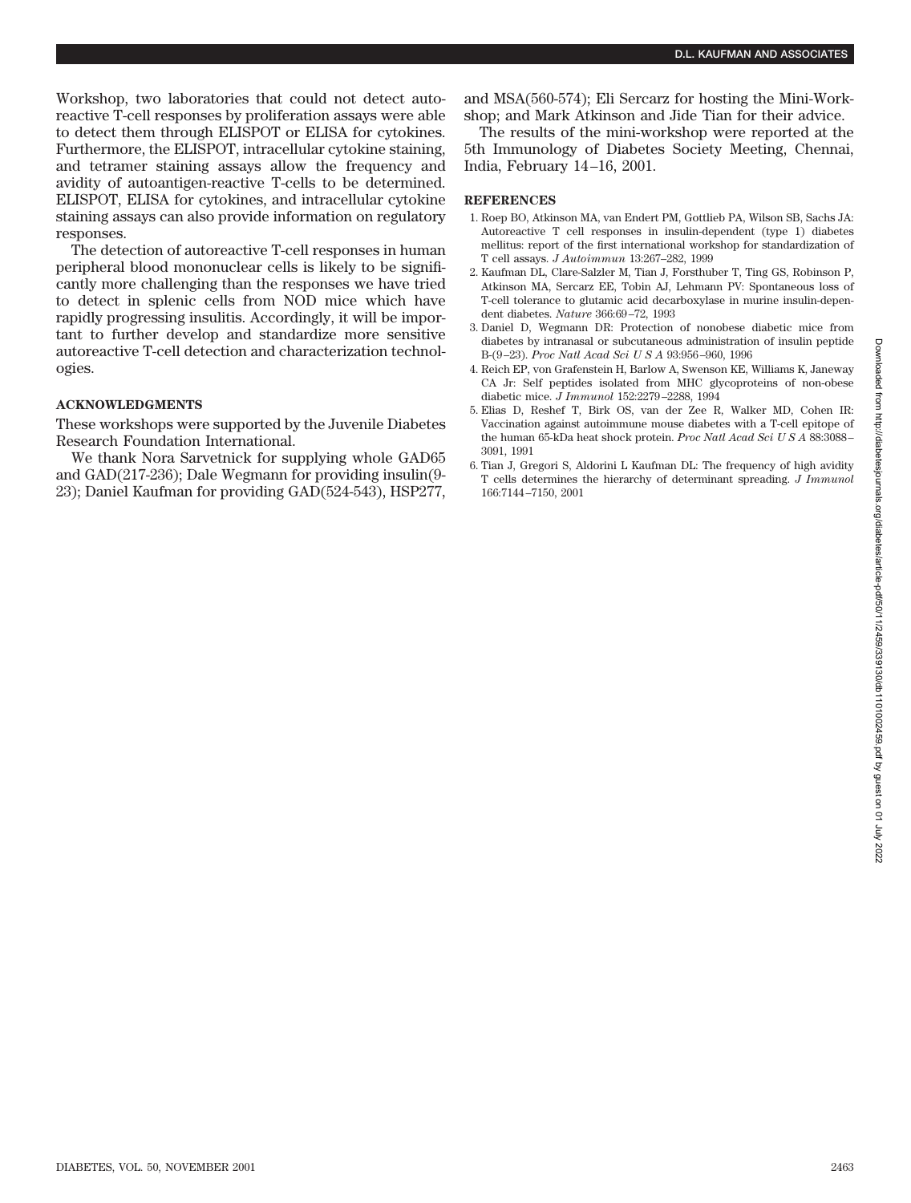Workshop, two laboratories that could not detect autoreactive T-cell responses by proliferation assays were able to detect them through ELISPOT or ELISA for cytokines. Furthermore, the ELISPOT, intracellular cytokine staining, and tetramer staining assays allow the frequency and avidity of autoantigen-reactive T-cells to be determined. ELISPOT, ELISA for cytokines, and intracellular cytokine staining assays can also provide information on regulatory responses.

The detection of autoreactive T-cell responses in human peripheral blood mononuclear cells is likely to be significantly more challenging than the responses we have tried to detect in splenic cells from NOD mice which have rapidly progressing insulitis. Accordingly, it will be important to further develop and standardize more sensitive autoreactive T-cell detection and characterization technologies.

## ACKNOWLEDGMENTS

These workshops were supported by the Juvenile Diabetes Research Foundation International.

We thank Nora Sarvetnick for supplying whole GAD65 and GAD(217-236); Dale Wegmann for providing insulin(9-23); Daniel Kaufman for providing GAD(524-543), HSP277, and MSA(560-574); Eli Sercarz for hosting the Mini-Workshop; and Mark Atkinson and Jide Tian for their advice.

The results of the mini-workshop were reported at the 5th Immunology of Diabetes Society Meeting, Chennai, India, February 14–16, 2001.

## REFERENCES

1. Roep BO, Atkinson MA, van Endert PM, Gottlieb PA, Wilson SB, Sachs JA: Autoreactive T cell responses in insulin-dependent (type 1) diabetes mellitus: report of the first international workshop for standardization of T cell assays. *J Autoimmun* 13:267–282, 1999
2. Kaufman DL, Clare-Salzler M, Tian J, Forsthuber T, Ting GS, Robinson P, Atkinson MA, Sercarz EE, Tobin AJ, Lehmann PV: Spontaneous loss of T-cell tolerance to glutamic acid decarboxylase in murine insulin-dependent diabetes. *Nature* 366:69–72, 1993
3. Daniel D, Wegmann DR: Protection of nonobese diabetic mice from diabetes by intranasal or subcutaneous administration of insulin peptide B-(9–23). *Proc Natl Acad Sci U S A* 93:956–960, 1996
4. Reich EP, von Grafenstein H, Barlow A, Swenson KE, Williams K, Janeway CA Jr: Self peptides isolated from MHC glycoproteins of non-obese diabetic mice. *J Immunol* 152:2279–2288, 1994
5. Elias D, Reshef T, Birk OS, van der Zee R, Walker MD, Cohen IR: Vaccination against autoimmune mouse diabetes with a T-cell epitope of the human 65-kDa heat shock protein. *Proc Natl Acad Sci U S A* 88:3088–3091, 1991
6. Tian J, Gregori S, Aldorini L Kaufman DL: The frequency of high avidity T cells determines the hierarchy of determinant spreading. *J Immunol* 166:7144–7150, 2001